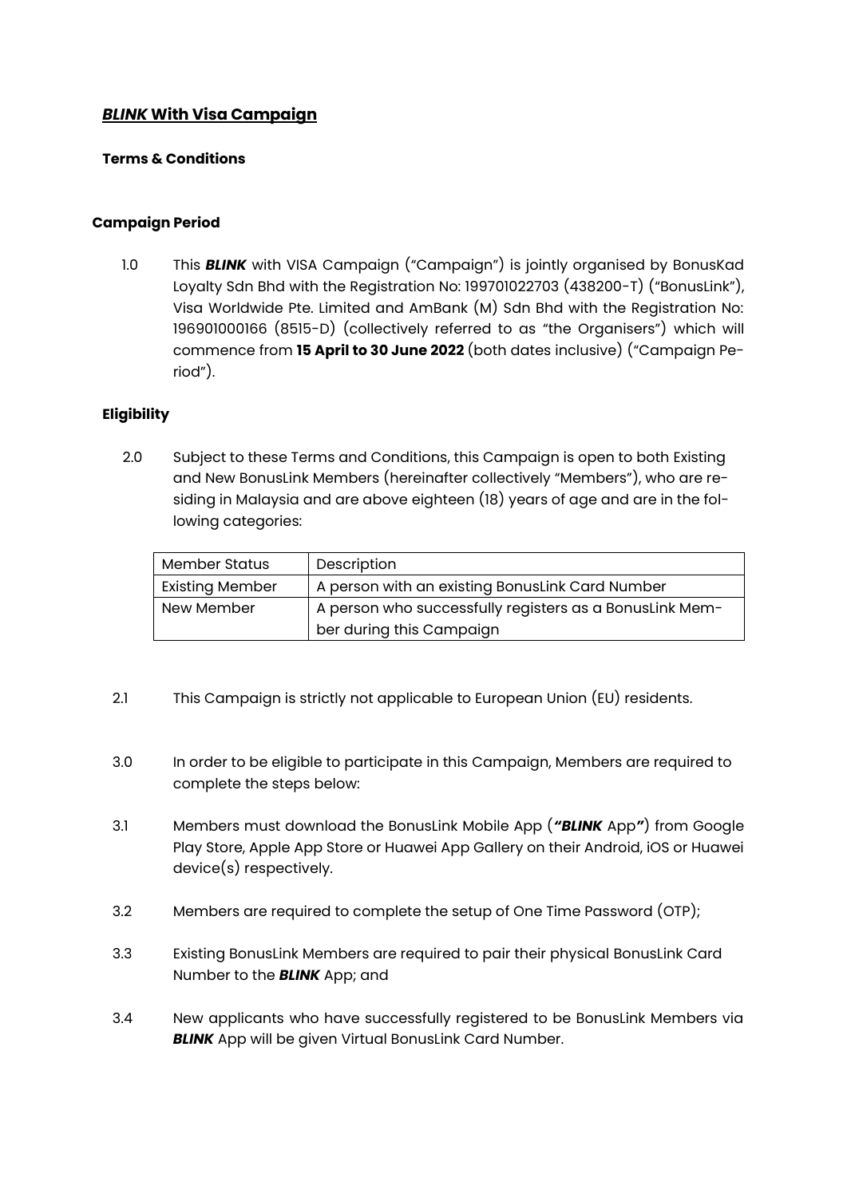## ***BLINK* With Visa Campaign**

**Terms & Conditions**

**Campaign Period**

1.0 This ***BLINK*** with VISA Campaign ("Campaign") is jointly organised by BonusKad Loyalty Sdn Bhd with the Registration No: 199701022703 (438200-T) ("BonusLink"), Visa Worldwide Pte. Limited and AmBank (M) Sdn Bhd with the Registration No: 196901000166 (8515-D) (collectively referred to as "the Organisers") which will commence from **15 April to 30 June 2022** (both dates inclusive) ("Campaign Period").

**Eligibility**

2.0 Subject to these Terms and Conditions, this Campaign is open to both Existing and New BonusLink Members (hereinafter collectively "Members"), who are residing in Malaysia and are above eighteen (18) years of age and are in the following categories:

| Member Status | Description |
|---|---|
| Existing Member | A person with an existing BonusLink Card Number |
| New Member | A person who successfully registers as a BonusLink Member during this Campaign |

2.1 This Campaign is strictly not applicable to European Union (EU) residents.

3.0 In order to be eligible to participate in this Campaign, Members are required to complete the steps below:

3.1 Members must download the BonusLink Mobile App (***"BLINK*** App***"***) from Google Play Store, Apple App Store or Huawei App Gallery on their Android, iOS or Huawei device(s) respectively.

3.2 Members are required to complete the setup of One Time Password (OTP);

3.3 Existing BonusLink Members are required to pair their physical BonusLink Card Number to the ***BLINK*** App; and

3.4 New applicants who have successfully registered to be BonusLink Members via ***BLINK*** App will be given Virtual BonusLink Card Number.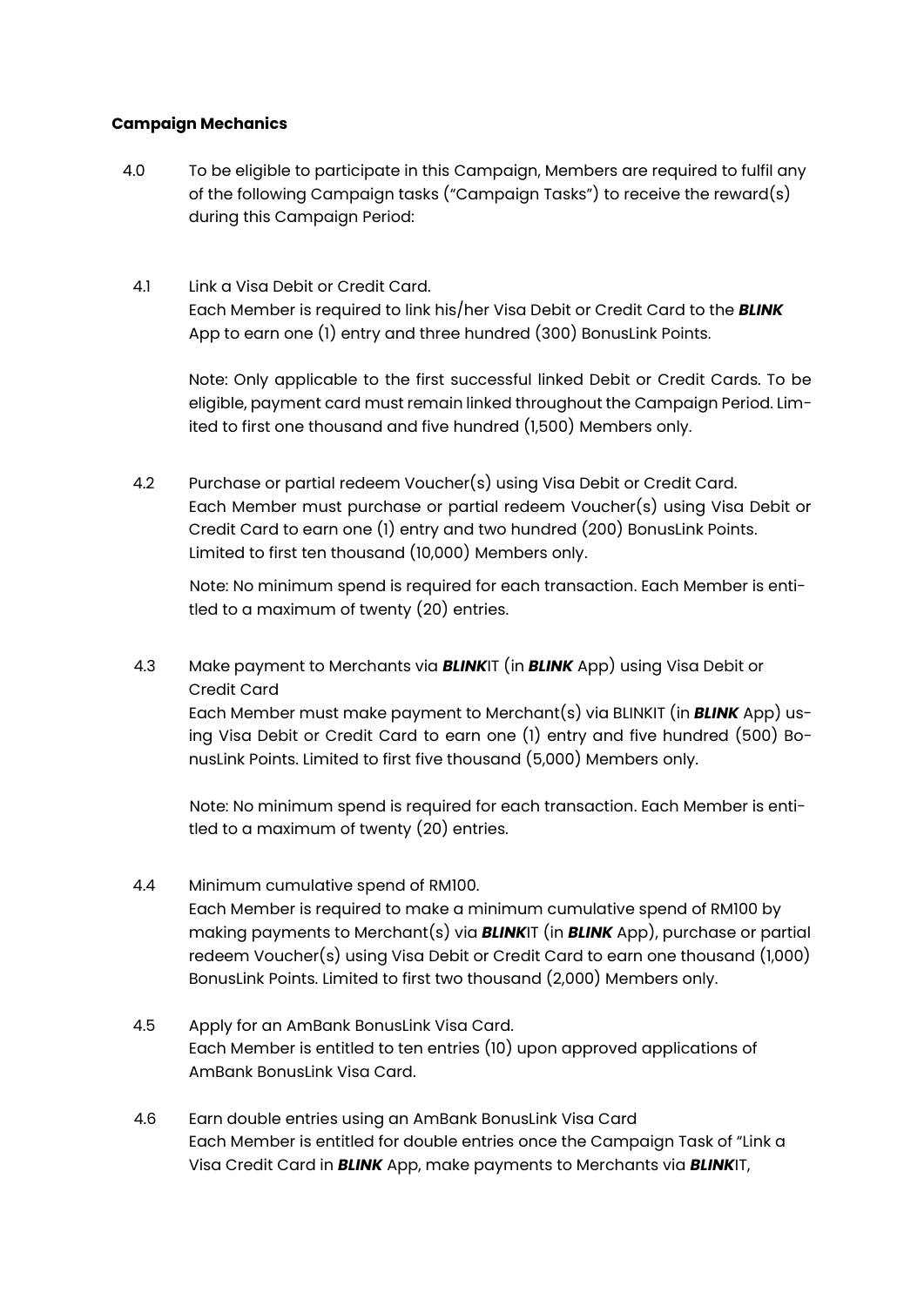**Campaign Mechanics**

4.0 To be eligible to participate in this Campaign, Members are required to fulfil any of the following Campaign tasks ("Campaign Tasks") to receive the reward(s) during this Campaign Period:

4.1 Link a Visa Debit or Credit Card.
Each Member is required to link his/her Visa Debit or Credit Card to the ***BLINK*** App to earn one (1) entry and three hundred (300) BonusLink Points.

Note: Only applicable to the first successful linked Debit or Credit Cards. To be eligible, payment card must remain linked throughout the Campaign Period. Limited to first one thousand and five hundred (1,500) Members only.

4.2 Purchase or partial redeem Voucher(s) using Visa Debit or Credit Card.
Each Member must purchase or partial redeem Voucher(s) using Visa Debit or Credit Card to earn one (1) entry and two hundred (200) BonusLink Points. Limited to first ten thousand (10,000) Members only.

Note: No minimum spend is required for each transaction. Each Member is entitled to a maximum of twenty (20) entries.

4.3 Make payment to Merchants via ***BLINK***IT (in ***BLINK*** App) using Visa Debit or Credit Card
Each Member must make payment to Merchant(s) via BLINKIT (in ***BLINK*** App) using Visa Debit or Credit Card to earn one (1) entry and five hundred (500) BonusLink Points. Limited to first five thousand (5,000) Members only.

Note: No minimum spend is required for each transaction. Each Member is entitled to a maximum of twenty (20) entries.

4.4 Minimum cumulative spend of RM100.
Each Member is required to make a minimum cumulative spend of RM100 by making payments to Merchant(s) via ***BLINK***IT (in ***BLINK*** App), purchase or partial redeem Voucher(s) using Visa Debit or Credit Card to earn one thousand (1,000) BonusLink Points. Limited to first two thousand (2,000) Members only.

4.5 Apply for an AmBank BonusLink Visa Card.
Each Member is entitled to ten entries (10) upon approved applications of AmBank BonusLink Visa Card.

4.6 Earn double entries using an AmBank BonusLink Visa Card
Each Member is entitled for double entries once the Campaign Task of "Link a Visa Credit Card in ***BLINK*** App, make payments to Merchants via ***BLINK***IT,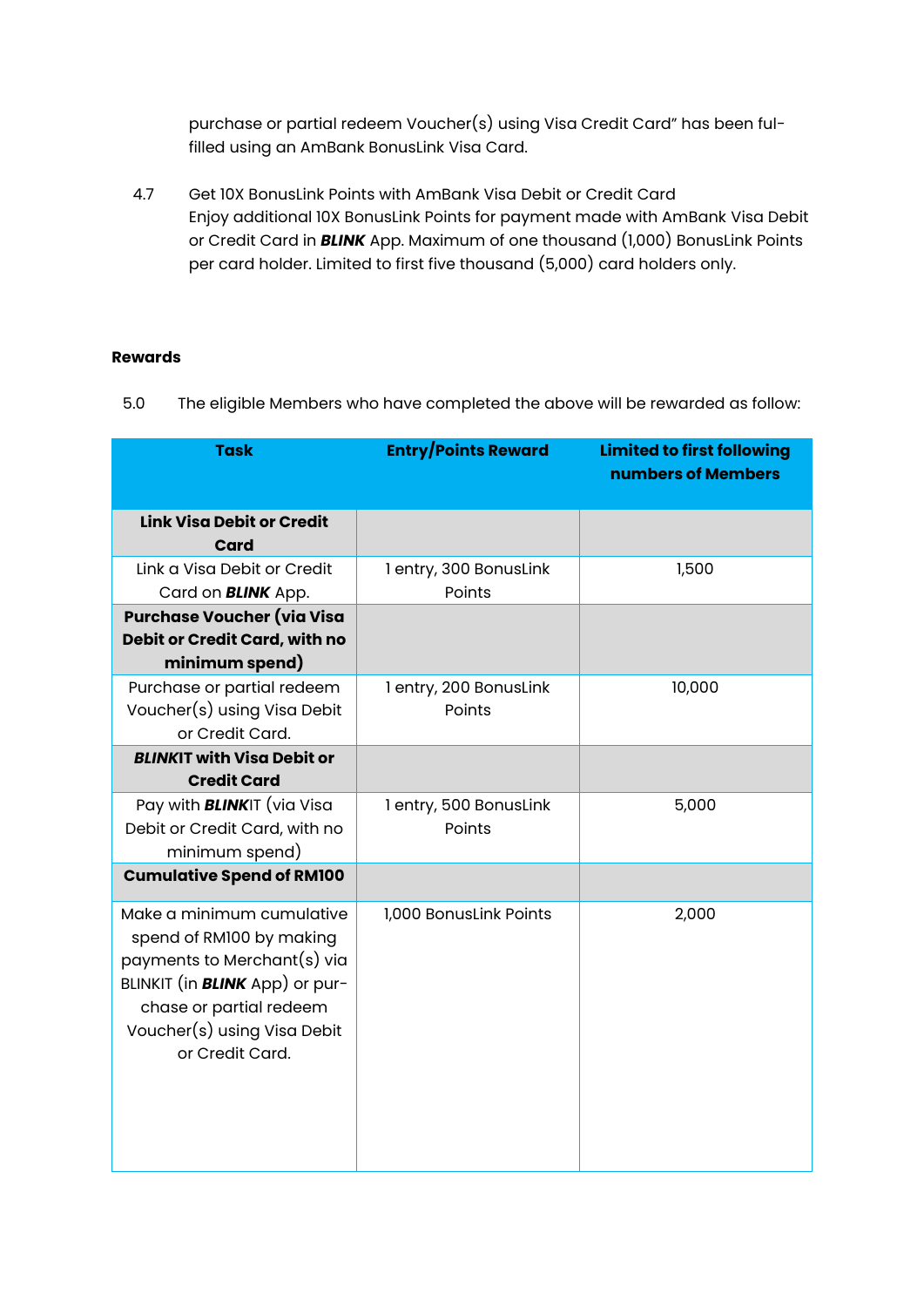purchase or partial redeem Voucher(s) using Visa Credit Card" has been fulfilled using an AmBank BonusLink Visa Card.

4.7 Get 10X BonusLink Points with AmBank Visa Debit or Credit Card
Enjoy additional 10X BonusLink Points for payment made with AmBank Visa Debit or Credit Card in ***BLINK*** App. Maximum of one thousand (1,000) BonusLink Points per card holder. Limited to first five thousand (5,000) card holders only.

**Rewards**

5.0 The eligible Members who have completed the above will be rewarded as follow:

| Task | Entry/Points Reward | Limited to first following numbers of Members |
|---|---|---|
| **Link Visa Debit or Credit Card** | | |
| Link a Visa Debit or Credit Card on ***BLINK*** App. | 1 entry, 300 BonusLink Points | 1,500 |
| **Purchase Voucher (via Visa Debit or Credit Card, with no minimum spend)** | | |
| Purchase or partial redeem Voucher(s) using Visa Debit or Credit Card. | 1 entry, 200 BonusLink Points | 10,000 |
| ***BLINK*IT with Visa Debit or Credit Card** | | |
| Pay with ***BLINK***IT (via Visa Debit or Credit Card, with no minimum spend) | 1 entry, 500 BonusLink Points | 5,000 |
| **Cumulative Spend of RM100** | | |
| Make a minimum cumulative spend of RM100 by making payments to Merchant(s) via BLINKIT (in ***BLINK*** App) or purchase or partial redeem Voucher(s) using Visa Debit or Credit Card. | 1,000 BonusLink Points | 2,000 |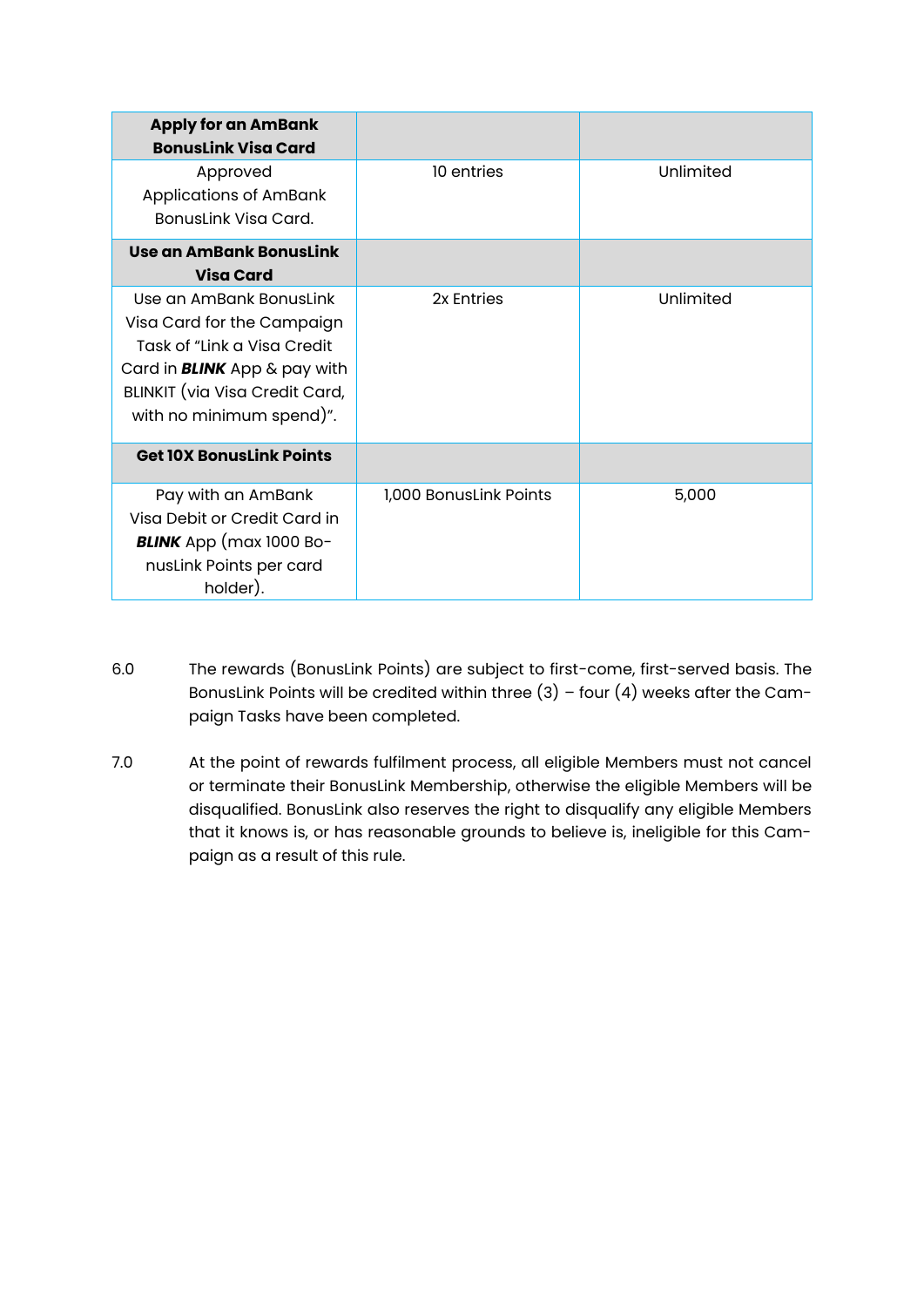| **Apply for an AmBank BonusLink Visa Card** | | |
|---|---|---|
| Approved Applications of AmBank BonusLink Visa Card. | 10 entries | Unlimited |
| **Use an AmBank BonusLink Visa Card** | | |
| Use an AmBank BonusLink Visa Card for the Campaign Task of "Link a Visa Credit Card in ***BLINK*** App & pay with BLINKIT (via Visa Credit Card, with no minimum spend)". | 2x Entries | Unlimited |
| **Get 10X BonusLink Points** | | |
| Pay with an AmBank Visa Debit or Credit Card in ***BLINK*** App (max 1000 BonusLink Points per card holder). | 1,000 BonusLink Points | 5,000 |

6.0 The rewards (BonusLink Points) are subject to first-come, first-served basis. The BonusLink Points will be credited within three (3) – four (4) weeks after the Campaign Tasks have been completed.

7.0 At the point of rewards fulfilment process, all eligible Members must not cancel or terminate their BonusLink Membership, otherwise the eligible Members will be disqualified. BonusLink also reserves the right to disqualify any eligible Members that it knows is, or has reasonable grounds to believe is, ineligible for this Campaign as a result of this rule.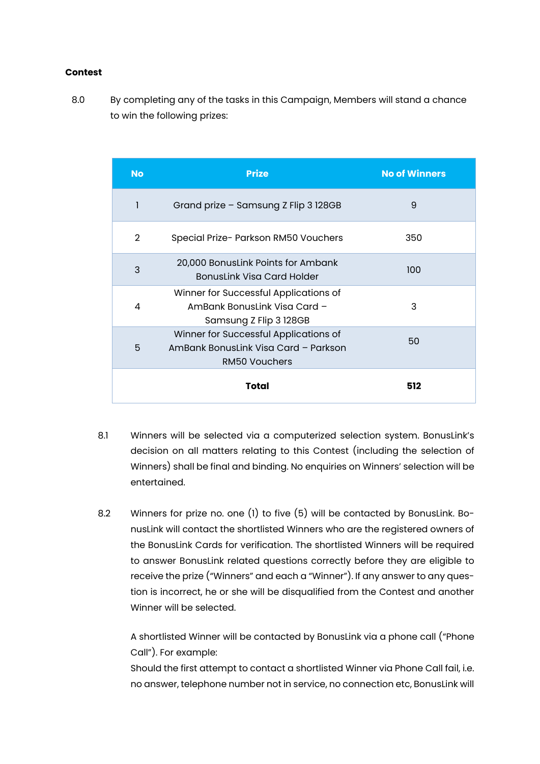**Contest**

8.0 By completing any of the tasks in this Campaign, Members will stand a chance to win the following prizes:

| No | Prize | No of Winners |
|---|---|---|
| 1 | Grand prize – Samsung Z Flip 3 128GB | 9 |
| 2 | Special Prize- Parkson RM50 Vouchers | 350 |
| 3 | 20,000 BonusLink Points for Ambank BonusLink Visa Card Holder | 100 |
| 4 | Winner for Successful Applications of AmBank BonusLink Visa Card – Samsung Z Flip 3 128GB | 3 |
| 5 | Winner for Successful Applications of AmBank BonusLink Visa Card – Parkson RM50 Vouchers | 50 |
| | **Total** | **512** |

8.1 Winners will be selected via a computerized selection system. BonusLink's decision on all matters relating to this Contest (including the selection of Winners) shall be final and binding. No enquiries on Winners' selection will be entertained.

8.2 Winners for prize no. one (1) to five (5) will be contacted by BonusLink. BonusLink will contact the shortlisted Winners who are the registered owners of the BonusLink Cards for verification. The shortlisted Winners will be required to answer BonusLink related questions correctly before they are eligible to receive the prize ("Winners" and each a "Winner"). If any answer to any question is incorrect, he or she will be disqualified from the Contest and another Winner will be selected.

A shortlisted Winner will be contacted by BonusLink via a phone call ("Phone Call"). For example:
Should the first attempt to contact a shortlisted Winner via Phone Call fail, i.e. no answer, telephone number not in service, no connection etc, BonusLink will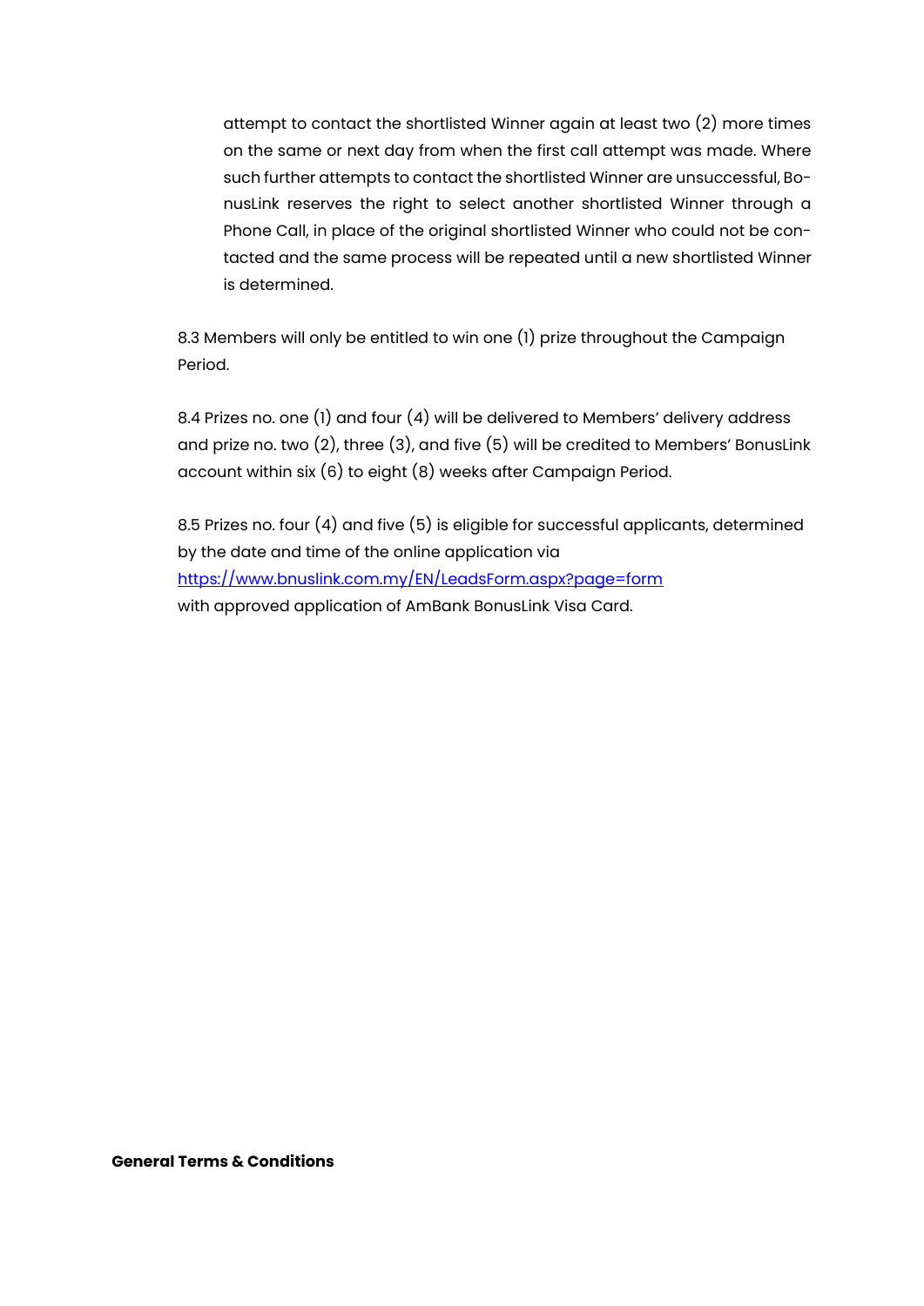attempt to contact the shortlisted Winner again at least two (2) more times on the same or next day from when the first call attempt was made. Where such further attempts to contact the shortlisted Winner are unsuccessful, BonusLink reserves the right to select another shortlisted Winner through a Phone Call, in place of the original shortlisted Winner who could not be contacted and the same process will be repeated until a new shortlisted Winner is determined.

8.3 Members will only be entitled to win one (1) prize throughout the Campaign Period.

8.4 Prizes no. one (1) and four (4) will be delivered to Members' delivery address and prize no. two (2), three (3), and five (5) will be credited to Members' BonusLink account within six (6) to eight (8) weeks after Campaign Period.

8.5 Prizes no. four (4) and five (5) is eligible for successful applicants, determined by the date and time of the online application via [https://www.bnuslink.com.my/EN/LeadsForm.aspx?page=form](https://www.bnuslink.com.my/EN/LeadsForm.aspx?page=form) with approved application of AmBank BonusLink Visa Card.

**General Terms & Conditions**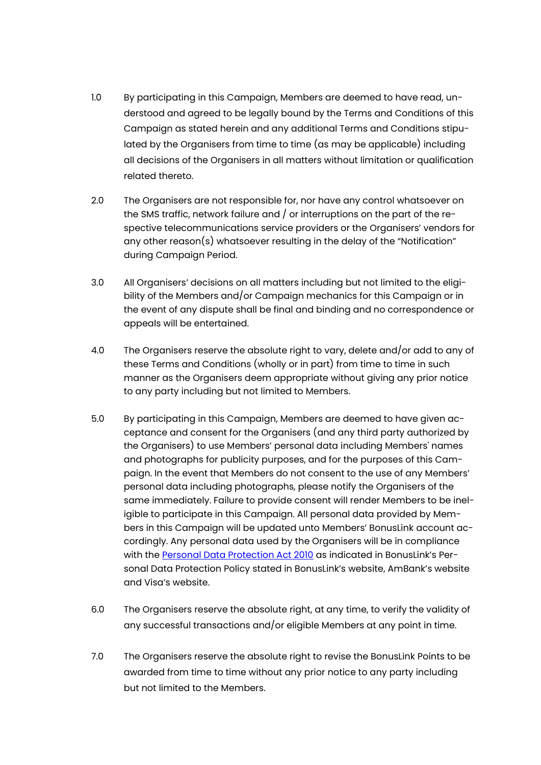1.0 By participating in this Campaign, Members are deemed to have read, understood and agreed to be legally bound by the Terms and Conditions of this Campaign as stated herein and any additional Terms and Conditions stipulated by the Organisers from time to time (as may be applicable) including all decisions of the Organisers in all matters without limitation or qualification related thereto.

2.0 The Organisers are not responsible for, nor have any control whatsoever on the SMS traffic, network failure and / or interruptions on the part of the respective telecommunications service providers or the Organisers' vendors for any other reason(s) whatsoever resulting in the delay of the "Notification" during Campaign Period.

3.0 All Organisers' decisions on all matters including but not limited to the eligibility of the Members and/or Campaign mechanics for this Campaign or in the event of any dispute shall be final and binding and no correspondence or appeals will be entertained.

4.0 The Organisers reserve the absolute right to vary, delete and/or add to any of these Terms and Conditions (wholly or in part) from time to time in such manner as the Organisers deem appropriate without giving any prior notice to any party including but not limited to Members.

5.0 By participating in this Campaign, Members are deemed to have given acceptance and consent for the Organisers (and any third party authorized by the Organisers) to use Members' personal data including Members' names and photographs for publicity purposes, and for the purposes of this Campaign. In the event that Members do not consent to the use of any Members' personal data including photographs, please notify the Organisers of the same immediately. Failure to provide consent will render Members to be ineligible to participate in this Campaign. All personal data provided by Members in this Campaign will be updated unto Members' BonusLink account accordingly. Any personal data used by the Organisers will be in compliance with the Personal Data Protection Act 2010 as indicated in BonusLink's Personal Data Protection Policy stated in BonusLink's website, AmBank's website and Visa's website.

6.0 The Organisers reserve the absolute right, at any time, to verify the validity of any successful transactions and/or eligible Members at any point in time.

7.0 The Organisers reserve the absolute right to revise the BonusLink Points to be awarded from time to time without any prior notice to any party including but not limited to the Members.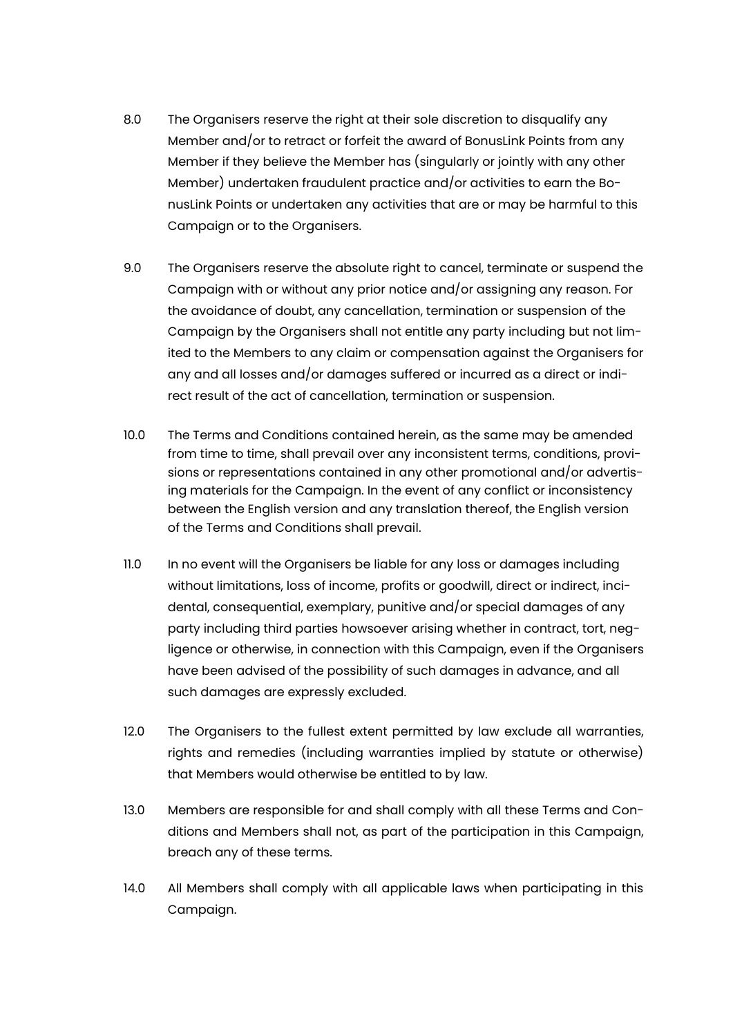8.0 The Organisers reserve the right at their sole discretion to disqualify any Member and/or to retract or forfeit the award of BonusLink Points from any Member if they believe the Member has (singularly or jointly with any other Member) undertaken fraudulent practice and/or activities to earn the BonusLink Points or undertaken any activities that are or may be harmful to this Campaign or to the Organisers.

9.0 The Organisers reserve the absolute right to cancel, terminate or suspend the Campaign with or without any prior notice and/or assigning any reason. For the avoidance of doubt, any cancellation, termination or suspension of the Campaign by the Organisers shall not entitle any party including but not limited to the Members to any claim or compensation against the Organisers for any and all losses and/or damages suffered or incurred as a direct or indirect result of the act of cancellation, termination or suspension.

10.0 The Terms and Conditions contained herein, as the same may be amended from time to time, shall prevail over any inconsistent terms, conditions, provisions or representations contained in any other promotional and/or advertising materials for the Campaign. In the event of any conflict or inconsistency between the English version and any translation thereof, the English version of the Terms and Conditions shall prevail.

11.0 In no event will the Organisers be liable for any loss or damages including without limitations, loss of income, profits or goodwill, direct or indirect, incidental, consequential, exemplary, punitive and/or special damages of any party including third parties howsoever arising whether in contract, tort, negligence or otherwise, in connection with this Campaign, even if the Organisers have been advised of the possibility of such damages in advance, and all such damages are expressly excluded.

12.0 The Organisers to the fullest extent permitted by law exclude all warranties, rights and remedies (including warranties implied by statute or otherwise) that Members would otherwise be entitled to by law.

13.0 Members are responsible for and shall comply with all these Terms and Conditions and Members shall not, as part of the participation in this Campaign, breach any of these terms.

14.0 All Members shall comply with all applicable laws when participating in this Campaign.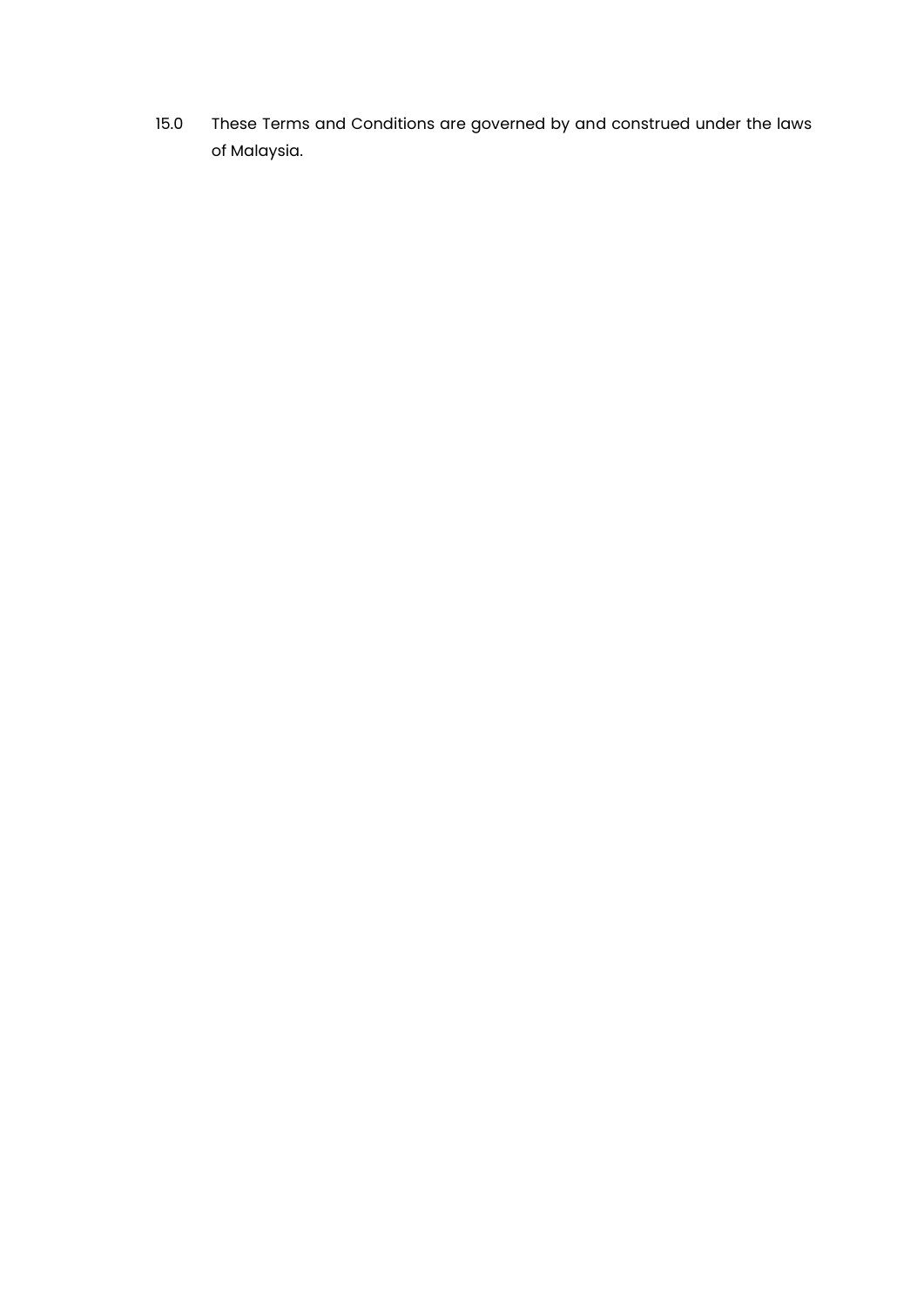15.0 These Terms and Conditions are governed by and construed under the laws of Malaysia.